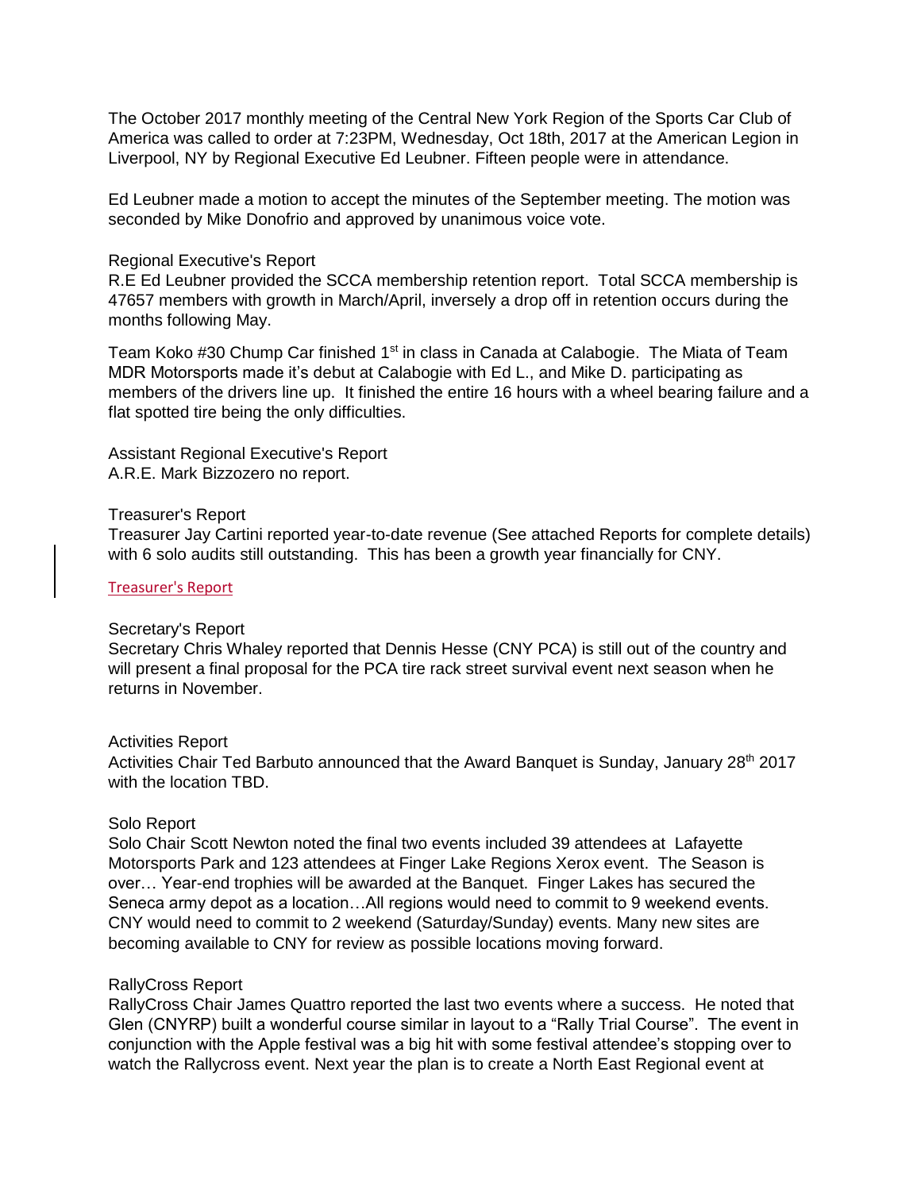The October 2017 monthly meeting of the Central New York Region of the Sports Car Club of America was called to order at 7:23PM, Wednesday, Oct 18th, 2017 at the American Legion in Liverpool, NY by Regional Executive Ed Leubner. Fifteen people were in attendance.

Ed Leubner made a motion to accept the minutes of the September meeting. The motion was seconded by Mike Donofrio and approved by unanimous voice vote.

Regional Executive's Report

R.E Ed Leubner provided the SCCA membership retention report. Total SCCA membership is 47657 members with growth in March/April, inversely a drop off in retention occurs during the months following May.

Team Koko #30 Chump Car finished 1st in class in Canada at Calabogie. The Miata of Team MDR Motorsports made it's debut at Calabogie with Ed L., and Mike D. participating as members of the drivers line up. It finished the entire 16 hours with a wheel bearing failure and a flat spotted tire being the only difficulties.

Assistant Regional Executive's Report

A.R.E. Mark Bizzozero no report.

Treasurer's Report

Treasurer Jay Cartini reported year-to-date revenue (See attached Reports for complete details) with 6 solo audits still outstanding. This has been a growth year financially for CNY.

Treasurer's Report

Secretary's Report

Secretary Chris Whaley reported that Dennis Hesse (CNY PCA) is still out of the country and will present a final proposal for the PCA tire rack street survival event next season when he returns in November.

Activities Report

Activities Chair Ted Barbuto announced that the Award Banquet is Sunday, January 28th 2017 with the location TBD.

Solo Report

Solo Chair Scott Newton noted the final two events included 39 attendees at Lafayette Motorsports Park and 123 attendees at Finger Lake Regions Xerox event. The Season is over… Year-end trophies will be awarded at the Banquet. Finger Lakes has secured the Seneca army depot as a location…All regions would need to commit to 9 weekend events. CNY would need to commit to 2 weekend (Saturday/Sunday) events. Many new sites are becoming available to CNY for review as possible locations moving forward.

RallyCross Report

RallyCross Chair James Quattro reported the last two events where a success. He noted that Glen (CNYRP) built a wonderful course similar in layout to a "Rally Trial Course". The event in conjunction with the Apple festival was a big hit with some festival attendee's stopping over to watch the Rallycross event. Next year the plan is to create a North East Regional event at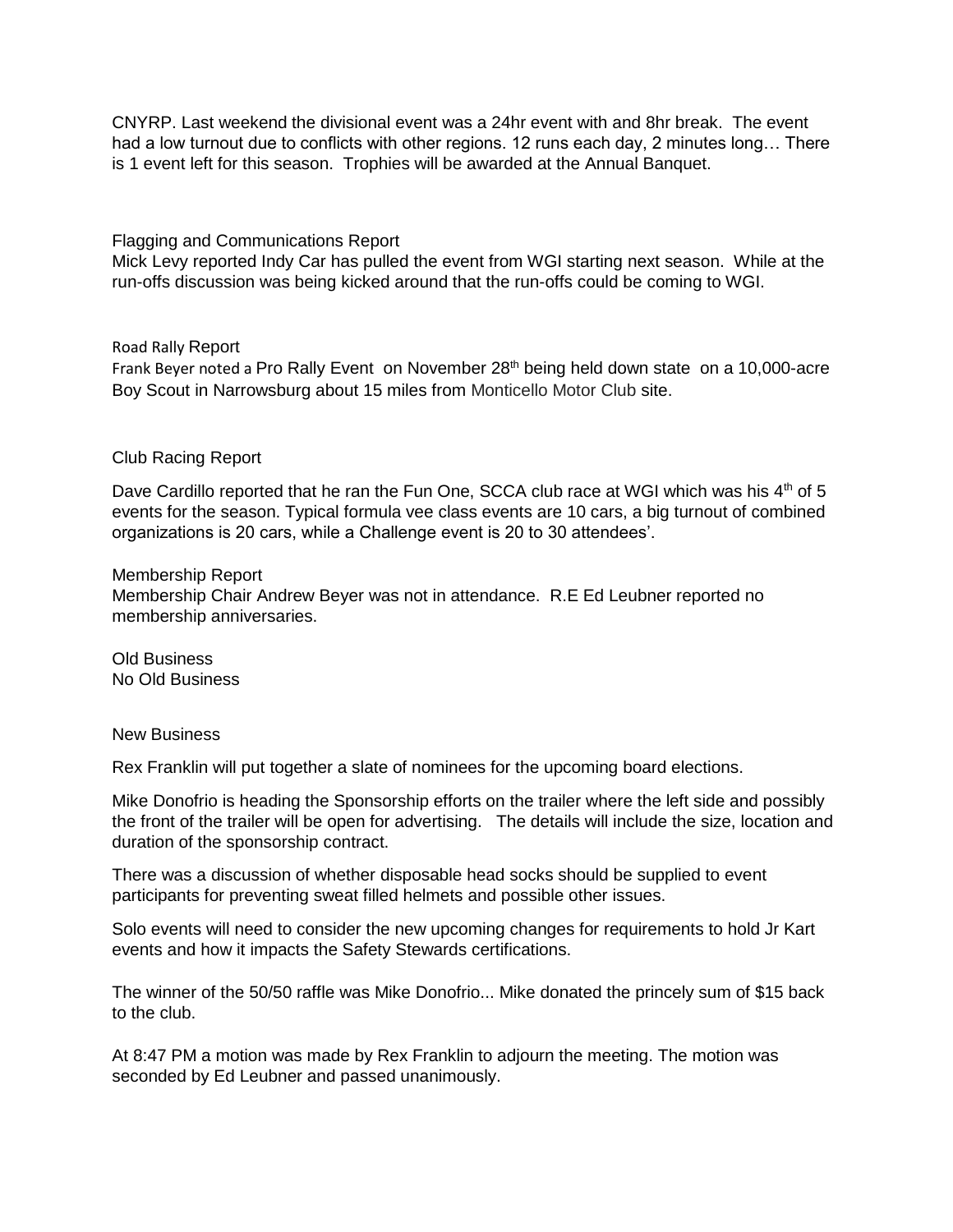CNYRP. Last weekend the divisional event was a 24hr event with and 8hr break. The event had a low turnout due to conflicts with other regions. 12 runs each day, 2 minutes long… There is 1 event left for this season. Trophies will be awarded at the Annual Banquet.

Flagging and Communications Report

Mick Levy reported Indy Car has pulled the event from WGI starting next season. While at the run-offs discussion was being kicked around that the run-offs could be coming to WGI.

Road Rally Report

Frank Beyer noted a Pro Rally Event on November 28th being held down state on a 10,000-acre Boy Scout in Narrowsburg about 15 miles from Monticello Motor Club site.

Club Racing Report

Dave Cardillo reported that he ran the Fun One, SCCA club race at WGI which was his 4th of 5 events for the season. Typical formula vee class events are 10 cars, a big turnout of combined organizations is 20 cars, while a Challenge event is 20 to 30 attendees'.

Membership Report

Membership Chair Andrew Beyer was not in attendance. R.E Ed Leubner reported no membership anniversaries.

Old Business

No Old Business

New Business

Rex Franklin will put together a slate of nominees for the upcoming board elections.

Mike Donofrio is heading the Sponsorship efforts on the trailer where the left side and possibly the front of the trailer will be open for advertising. The details will include the size, location and duration of the sponsorship contract.

There was a discussion of whether disposable head socks should be supplied to event participants for preventing sweat filled helmets and possible other issues.

Solo events will need to consider the new upcoming changes for requirements to hold Jr Kart events and how it impacts the Safety Stewards certifications.

The winner of the 50/50 raffle was Mike Donofrio... Mike donated the princely sum of $15 back to the club.

At 8:47 PM a motion was made by Rex Franklin to adjourn the meeting. The motion was seconded by Ed Leubner and passed unanimously.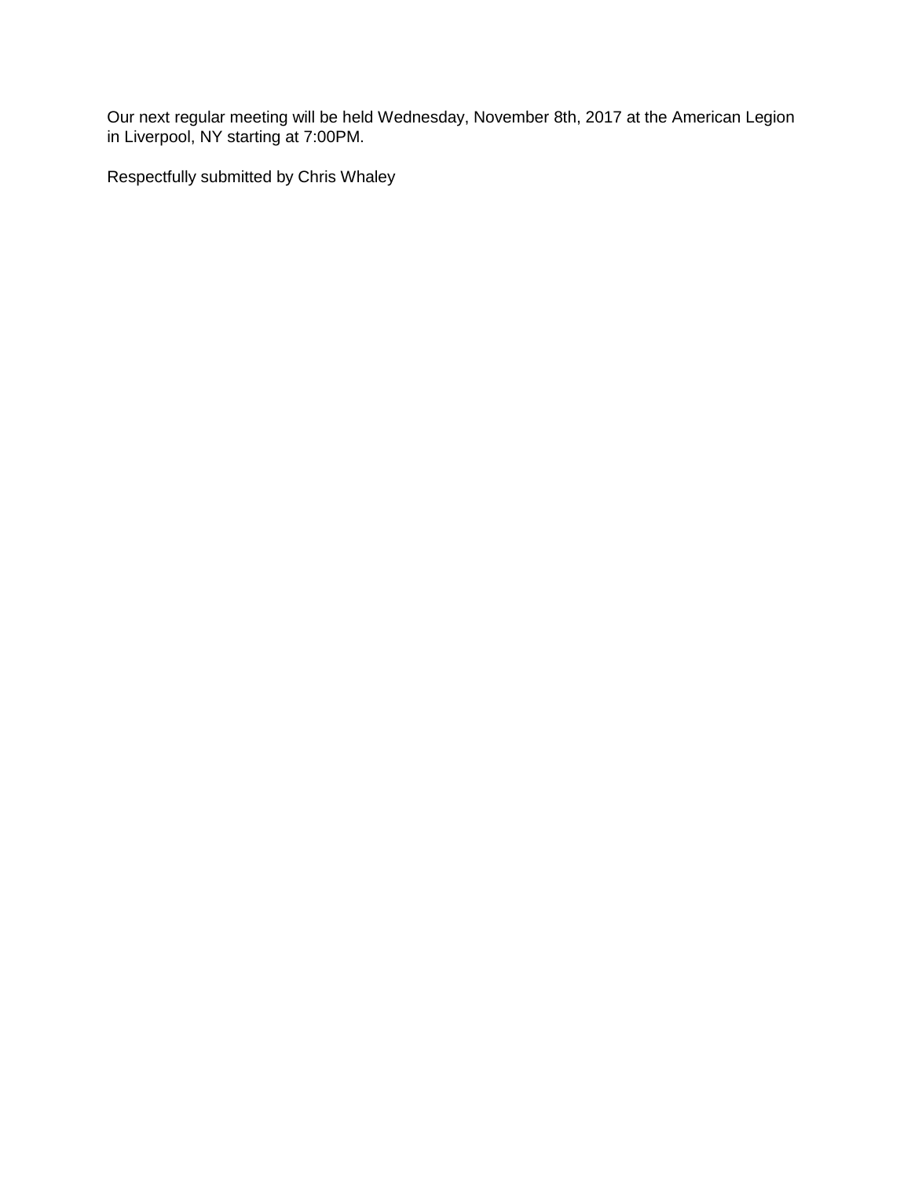Our next regular meeting will be held Wednesday, November 8th, 2017 at the American Legion in Liverpool, NY starting at 7:00PM.

Respectfully submitted by Chris Whaley